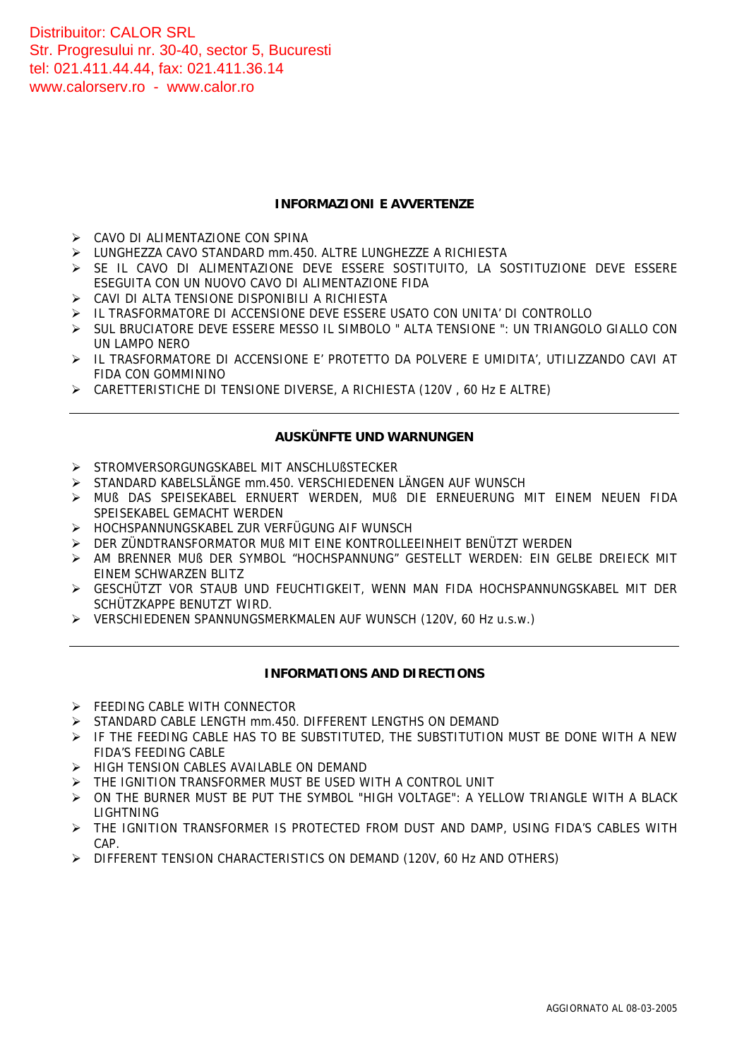Distribuitor: CALOR SRL
Str. Progresului nr. 30-40, sector 5, Bucuresti
tel: 021.411.44.44, fax: 021.411.36.14
www.calorserv.ro - www.calor.ro

## INFORMAZIONI E AVVERTENZE

- CAVO DI ALIMENTAZIONE CON SPINA
- LUNGHEZZA CAVO STANDARD mm.450. ALTRE LUNGHEZZE A RICHIESTA
- SE IL CAVO DI ALIMENTAZIONE DEVE ESSERE SOSTITUITO, LA SOSTITUZIONE DEVE ESSERE ESEGUITA CON UN NUOVO CAVO DI ALIMENTAZIONE FIDA
- CAVI DI ALTA TENSIONE DISPONIBILI A RICHIESTA
- IL TRASFORMATORE DI ACCENSIONE DEVE ESSERE USATO CON UNITA' DI CONTROLLO
- SUL BRUCIATORE DEVE ESSERE MESSO IL SIMBOLO " ALTA TENSIONE ": UN TRIANGOLO GIALLO CON UN LAMPO NERO
- IL TRASFORMATORE DI ACCENSIONE E' PROTETTO DA POLVERE E UMIDITA', UTILIZZANDO CAVI AT FIDA CON GOMMININO
- CARETTERISTICHE DI TENSIONE DIVERSE, A RICHIESTA (120V , 60 Hz E ALTRE)

---

## AUSKÜNFTE UND WARNUNGEN

- STROMVERSORGUNGSKABEL MIT ANSCHLUßSTECKER
- STANDARD KABELSLÄNGE mm.450. VERSCHIEDENEN LÄNGEN AUF WUNSCH
- MUß DAS SPEISEKABEL ERNUERT WERDEN, MUß DIE ERNEUERUNG MIT EINEM NEUEN FIDA SPEISEKABEL GEMACHT WERDEN
- HOCHSPANNUNGSKABEL ZUR VERFÜGUNG AIF WUNSCH
- DER ZÜNDTRANSFORMATOR MUß MIT EINE KONTROLLEEINHEIT BENÜTZT WERDEN
- AM BRENNER MUß DER SYMBOL "HOCHSPANNUNG" GESTELLT WERDEN: EIN GELBE DREIECK MIT EINEM SCHWARZEN BLITZ
- GESCHÜTZT VOR STAUB UND FEUCHTIGKEIT, WENN MAN FIDA HOCHSPANNUNGSKABEL MIT DER SCHÜTZKAPPE BENUTZT WIRD.
- VERSCHIEDENEN SPANNUNGSMERKMALEN AUF WUNSCH (120V, 60 Hz u.s.w.)

---

## INFORMATIONS AND DIRECTIONS

- FEEDING CABLE WITH CONNECTOR
- STANDARD CABLE LENGTH mm.450. DIFFERENT LENGTHS ON DEMAND
- IF THE FEEDING CABLE HAS TO BE SUBSTITUTED, THE SUBSTITUTION MUST BE DONE WITH A NEW FIDA'S FEEDING CABLE
- HIGH TENSION CABLES AVAILABLE ON DEMAND
- THE IGNITION TRANSFORMER MUST BE USED WITH A CONTROL UNIT
- ON THE BURNER MUST BE PUT THE SYMBOL "HIGH VOLTAGE": A YELLOW TRIANGLE WITH A BLACK LIGHTNING
- THE IGNITION TRANSFORMER IS PROTECTED FROM DUST AND DAMP, USING FIDA'S CABLES WITH CAP.
- DIFFERENT TENSION CHARACTERISTICS ON DEMAND (120V, 60 Hz AND OTHERS)

AGGIORNATO AL 08-03-2005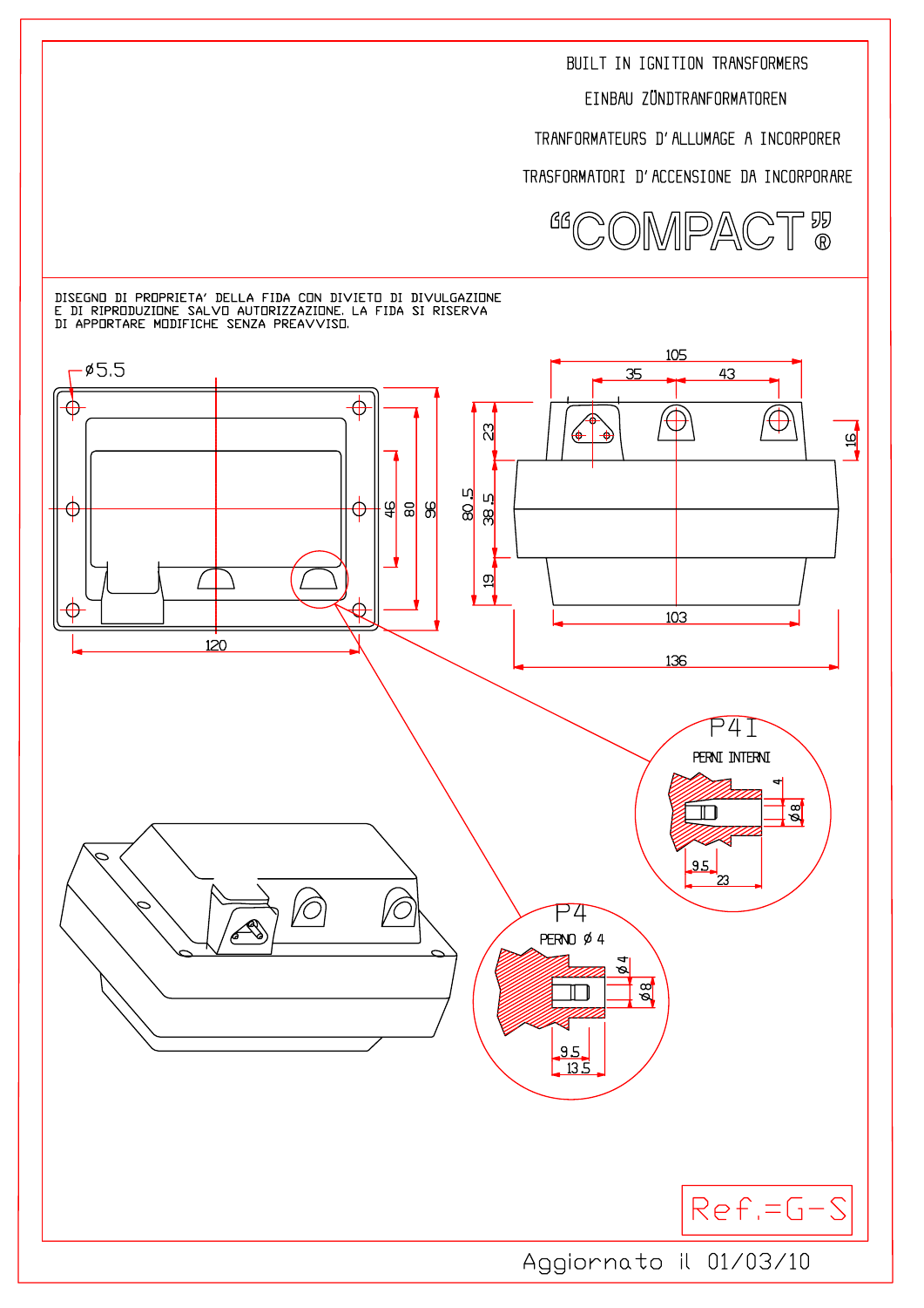BUILT IN IGNITION TRANSFORMERS

EINBAU ZÜNDTRANFORMATOREN

TRANFORMATEURS D'ALLUMAGE A INCORPORER

TRASFORMATORI D'ACCENSIONE DA INCORPORARE

# "COMPACT"®

DISEGNO DI PROPRIETA' DELLA FIDA CON DIVIETO DI DIVULGAZIONE E DI RIPRODUZIONE SALVO AUTORIZZAZIONE. LA FIDA SI RISERVA DI APPORTARE MODIFICHE SENZA PREAVVISO.

ø5.5

120

46 80 96

105 35 43

23 80.5 38.5 19

16

103

136

P4I

PERNI INTERNI

4 ø8

9.5 23

P4

PERNO ø 4

ø4 ø8

9.5 13.5

Ref.=G-S

Aggiornato il 01/03/10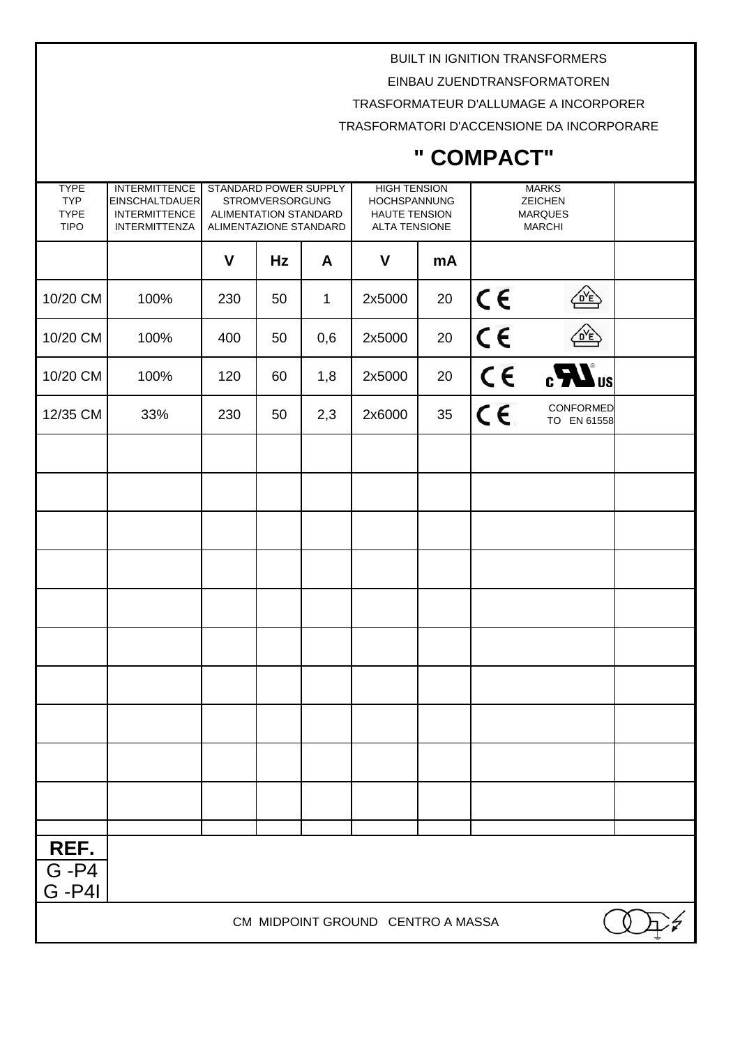BUILT IN IGNITION TRANSFORMERS

EINBAU ZUENDTRANSFORMATOREN

TRASFORMATEUR D'ALLUMAGE A INCORPORER

TRASFORMATORI D'ACCENSIONE DA INCORPORARE

# " COMPACT"

| TYPE<br>TYP<br>TYPE<br>TIPO | INTERMITTENCE<br>EINSCHALTDAUER<br>INTERMITTENCE<br>INTERMITTENZA | STANDARD POWER SUPPLY<br>STROMVERSORGUNG<br>ALIMENTATION STANDARD<br>ALIMENTAZIONE STANDARD | | | HIGH TENSION<br>HOCHSPANNUNG<br>HAUTE TENSION<br>ALTA TENSIONE | | MARKS<br>ZEICHEN<br>MARQUES<br>MARCHI | |
|---|---|---|---|---|---|---|---|---|
| | | **V** | **Hz** | **A** | **V** | **mA** | | |
| 10/20 CM | 100% | 230 | 50 | 1 | 2x5000 | 20 | CE VDE | |
| 10/20 CM | 100% | 400 | 50 | 0,6 | 2x5000 | 20 | CE VDE | |
| 10/20 CM | 100% | 120 | 60 | 1,8 | 2x5000 | 20 | CE cULus | |
| 12/35 CM | 33% | 230 | 50 | 2,3 | 2x6000 | 35 | CE CONFORMED TO EN 61558 | |

**REF.**
G -P4
G -P4I

CM MIDPOINT GROUND CENTRO A MASSA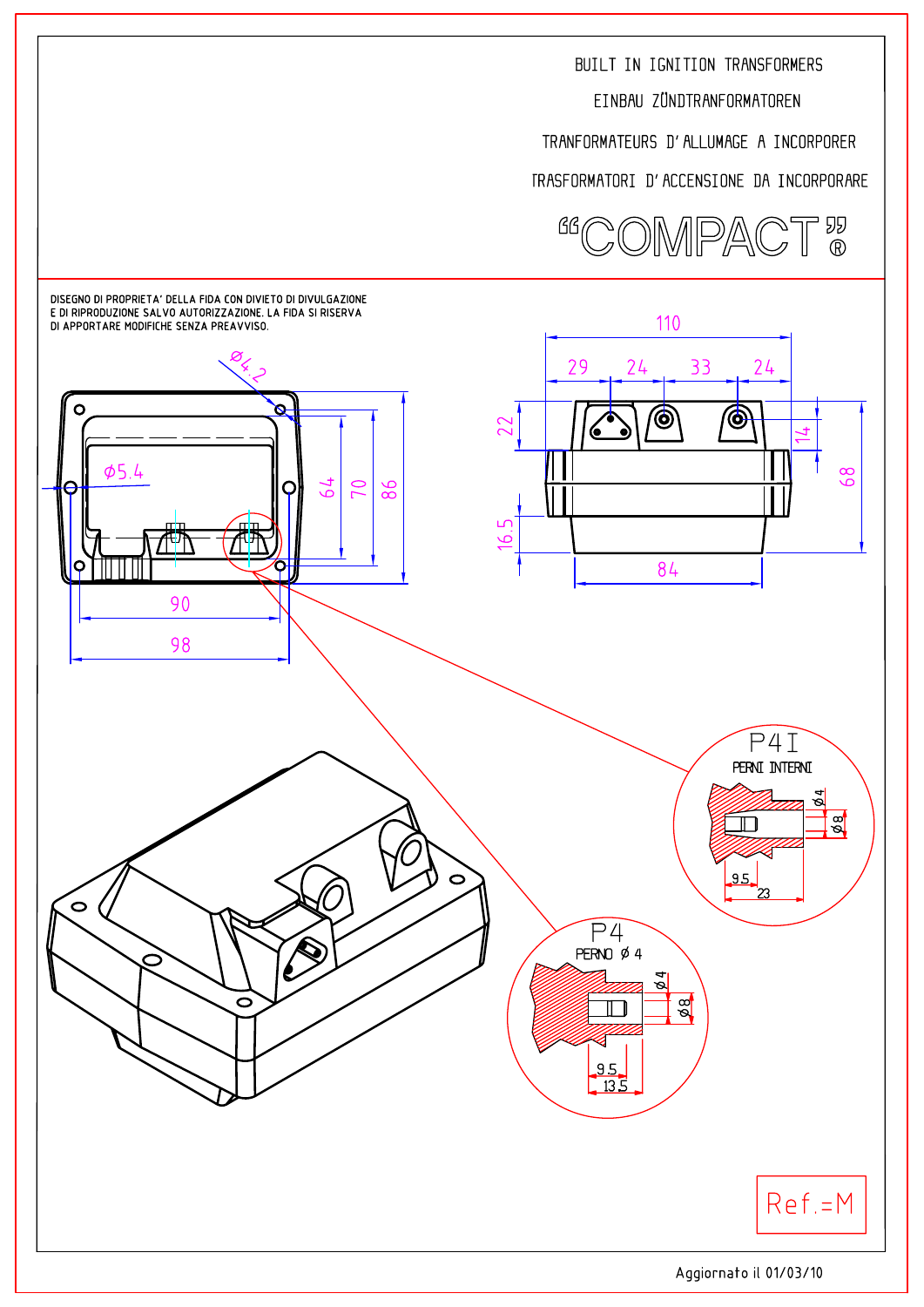BUILT IN IGNITION TRANSFORMERS

EINBAU ZÜNDTRANFORMATOREN

TRANFORMATEURS D'ALLUMAGE A INCORPORER

TRASFORMATORI D'ACCENSIONE DA INCORPORARE

# "COMPACT"®

DISEGNO DI PROPRIETA' DELLA FIDA CON DIVIETO DI DIVULGAZIONE E DI RIPRODUZIONE SALVO AUTORIZZAZIONE. LA FIDA SI RISERVA DI APPORTARE MODIFICHE SENZA PREAVVISO.

Ø4.2

Ø5.4

64 70 86

90

98

110

29 24 33 24

22

14

68

16.5

84

P4I

PERNI INTERNI

Ø4 Ø8

9.5 23

P4

PERNO Ø 4

Ø4 Ø8

9.5 13.5

Ref.=M

Aggiornato il 01/03/10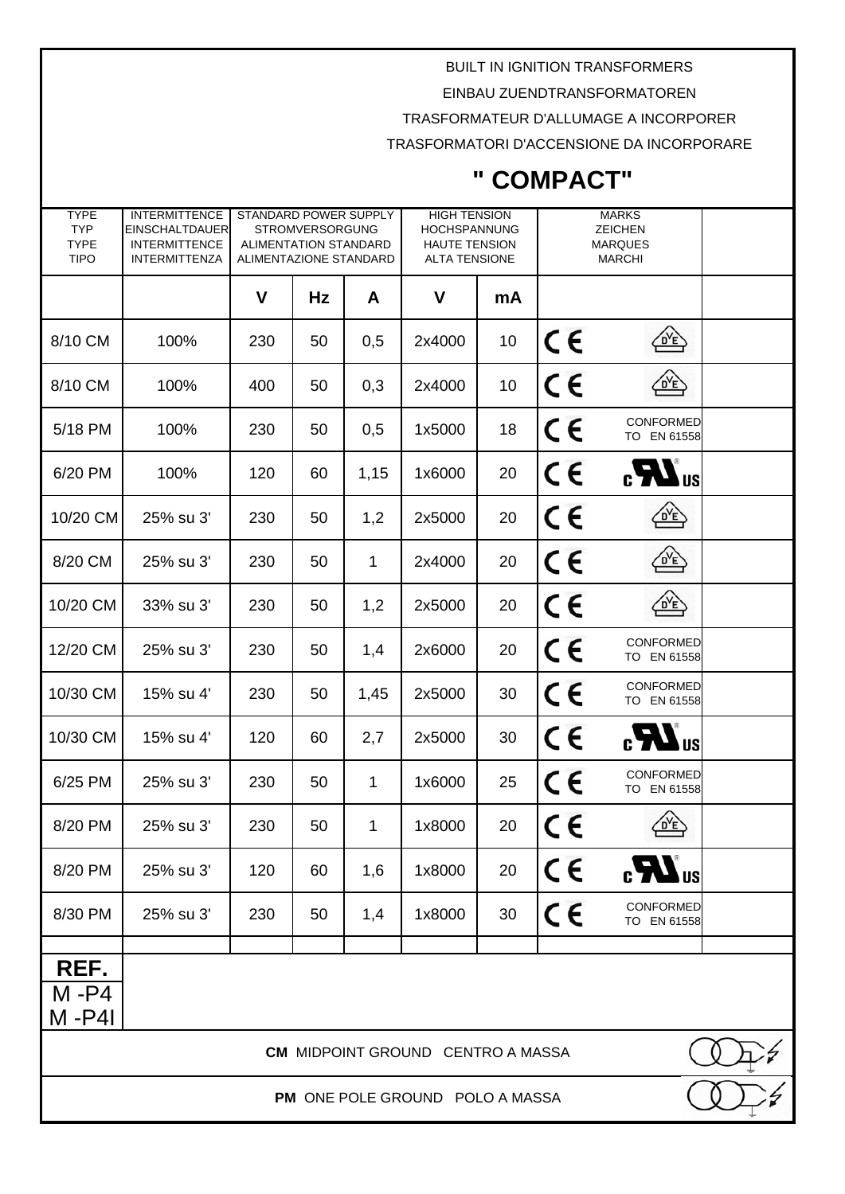BUILT IN IGNITION TRANSFORMERS

EINBAU ZUENDTRANSFORMATOREN

TRASFORMATEUR D'ALLUMAGE A INCORPORER

TRASFORMATORI D'ACCENSIONE DA INCORPORARE

# " COMPACT"

| TYPE<br>TYP<br>TYPE<br>TIPO | INTERMITTENCE<br>EINSCHALTDAUER<br>INTERMITTENCE<br>INTERMITTENZA | STANDARD POWER SUPPLY<br>STROMVERSORGUNG<br>ALIMENTATION STANDARD<br>ALIMENTAZIONE STANDARD | | | HIGH TENSION<br>HOCHSPANNUNG<br>HAUTE TENSION<br>ALTA TENSIONE | | MARKS<br>ZEICHEN<br>MARQUES<br>MARCHI | | |
|---|---|---|---|---|---|---|---|---|---|
| | | **V** | **Hz** | **A** | **V** | **mA** | | | |
| 8/10 CM | 100% | 230 | 50 | 0,5 | 2x4000 | 10 | CE | DVE | |
| 8/10 CM | 100% | 400 | 50 | 0,3 | 2x4000 | 10 | CE | DVE | |
| 5/18 PM | 100% | 230 | 50 | 0,5 | 1x5000 | 18 | CE | CONFORMED TO EN 61558 | |
| 6/20 PM | 100% | 120 | 60 | 1,15 | 1x6000 | 20 | CE | c UL us | |
| 10/20 CM | 25% su 3' | 230 | 50 | 1,2 | 2x5000 | 20 | CE | DVE | |
| 8/20 CM | 25% su 3' | 230 | 50 | 1 | 2x4000 | 20 | CE | DVE | |
| 10/20 CM | 33% su 3' | 230 | 50 | 1,2 | 2x5000 | 20 | CE | DVE | |
| 12/20 CM | 25% su 3' | 230 | 50 | 1,4 | 2x6000 | 20 | CE | CONFORMED TO EN 61558 | |
| 10/30 CM | 15% su 4' | 230 | 50 | 1,45 | 2x5000 | 30 | CE | CONFORMED TO EN 61558 | |
| 10/30 CM | 15% su 4' | 120 | 60 | 2,7 | 2x5000 | 30 | CE | c UL us | |
| 6/25 PM | 25% su 3' | 230 | 50 | 1 | 1x6000 | 25 | CE | CONFORMED TO EN 61558 | |
| 8/20 PM | 25% su 3' | 230 | 50 | 1 | 1x8000 | 20 | CE | DVE | |
| 8/20 PM | 25% su 3' | 120 | 60 | 1,6 | 1x8000 | 20 | CE | c UL us | |
| 8/30 PM | 25% su 3' | 230 | 50 | 1,4 | 1x8000 | 30 | CE | CONFORMED TO EN 61558 | |

**REF.**
M -P4
M -P4I

**CM** MIDPOINT GROUND CENTRO A MASSA

**PM** ONE POLE GROUND POLO A MASSA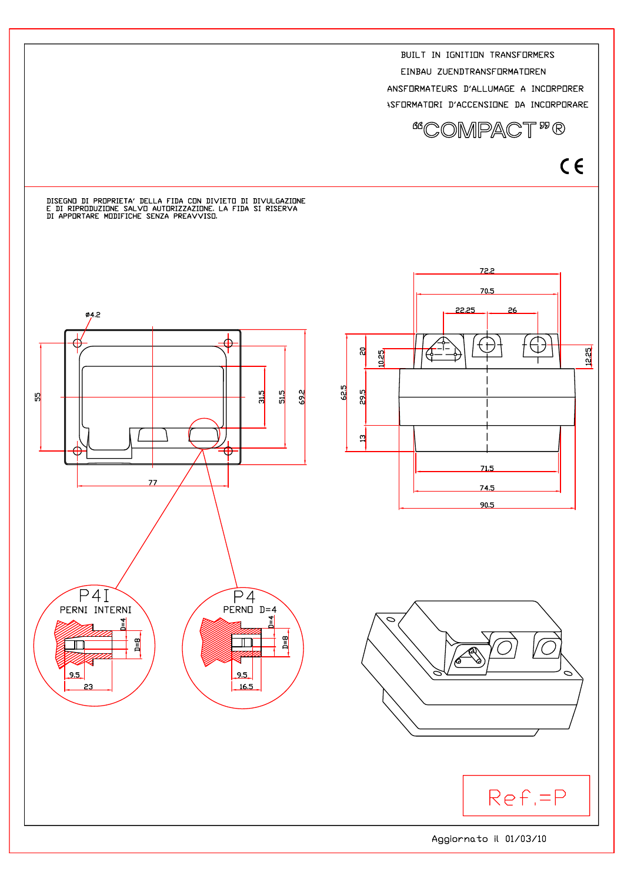BUILT IN IGNITION TRANSFORMERS

EINBAU ZUENDTRANSFORMATOREN

ANSFORMATEURS D'ALLUMAGE A INCORPORER

ASFORMATORI D'ACCENSIONE DA INCORPORARE

# "COMPACT"®

CE

DISEGNO DI PROPRIETA' DELLA FIDA CON DIVIETO DI DIVULGAZIONE E DI RIPRODUZIONE SALVO AUTORIZZAZIONE. LA FIDA SI RISERVA DI APPORTARE MODIFICHE SENZA PREAVVISO.

ø4.2

55

31.5

51.5

69.2

77

72.2

70.5

22.25

26

20

10.25

12.25

62.5

29.5

13

71.5

74.5

90.5

P4I

PERNI INTERNI

D=4

D=8

9.5

23

P4

PERNO D=4

D=4

D=8

9.5

16.5

Ref.=P

Aggiornato il 01/03/10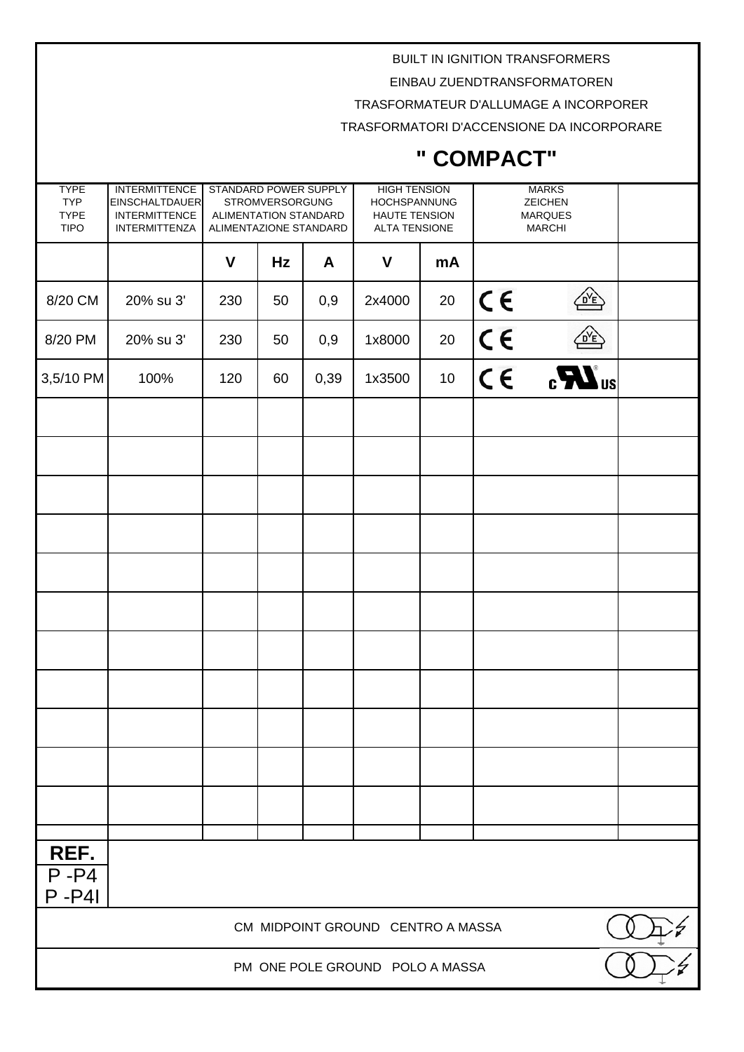BUILT IN IGNITION TRANSFORMERS

EINBAU ZUENDTRANSFORMATOREN

TRASFORMATEUR D'ALLUMAGE A INCORPORER

TRASFORMATORI D'ACCENSIONE DA INCORPORARE

# " COMPACT"

| TYPE<br>TYP<br>TYPE<br>TIPO | INTERMITTENCE<br>EINSCHALTDAUER<br>INTERMITTENCE<br>INTERMITTENZA | STANDARD POWER SUPPLY<br>STROMVERSORGUNG<br>ALIMENTATION STANDARD<br>ALIMENTAZIONE STANDARD | | | HIGH TENSION<br>HOCHSPANNUNG<br>HAUTE TENSION<br>ALTA TENSIONE | | MARKS<br>ZEICHEN<br>MARQUES<br>MARCHI | |
|---|---|---|---|---|---|---|---|---|
| | | **V** | **Hz** | **A** | **V** | **mA** | | |
| 8/20 CM | 20% su 3' | 230 | 50 | 0,9 | 2x4000 | 20 | CE DVE | |
| 8/20 PM | 20% su 3' | 230 | 50 | 0,9 | 1x8000 | 20 | CE DVE | |
| 3,5/10 PM | 100% | 120 | 60 | 0,39 | 1x3500 | 10 | CE cULus | |

**REF.**
P -P4
P -P4I

CM MIDPOINT GROUND CENTRO A MASSA

PM ONE POLE GROUND POLO A MASSA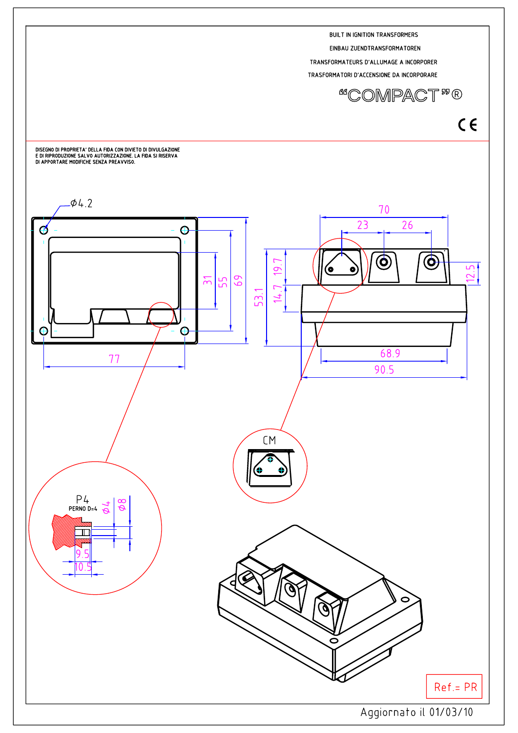BUILT IN IGNITION TRANSFORMERS

EINBAU ZUENDTRANSFORMATOREN

TRANSFORMATEURS D'ALLUMAGE A INCORPORER

TRASFORMATORI D'ACCENSIONE DA INCORPORARE

# "COMPACT"®

CE

DISEGNO DI PROPRIETA' DELLA FIDA CON DIVIETO DI DIVULGAZIONE E DI RIPRODUZIONE SALVO AUTORIZZAZIONE. LA FIDA SI RISERVA DI APPORTARE MODIFICHE SENZA PREAVVISO.

Ø4.2

77

31 55 69

70 23 26

53.1 19.7 14.7 12.5

68.9

90.5

CM

P4
PERNO D=4

Ø4 Ø8

9.5
10.5

Ref.= PR

Aggiornato il 01/03/10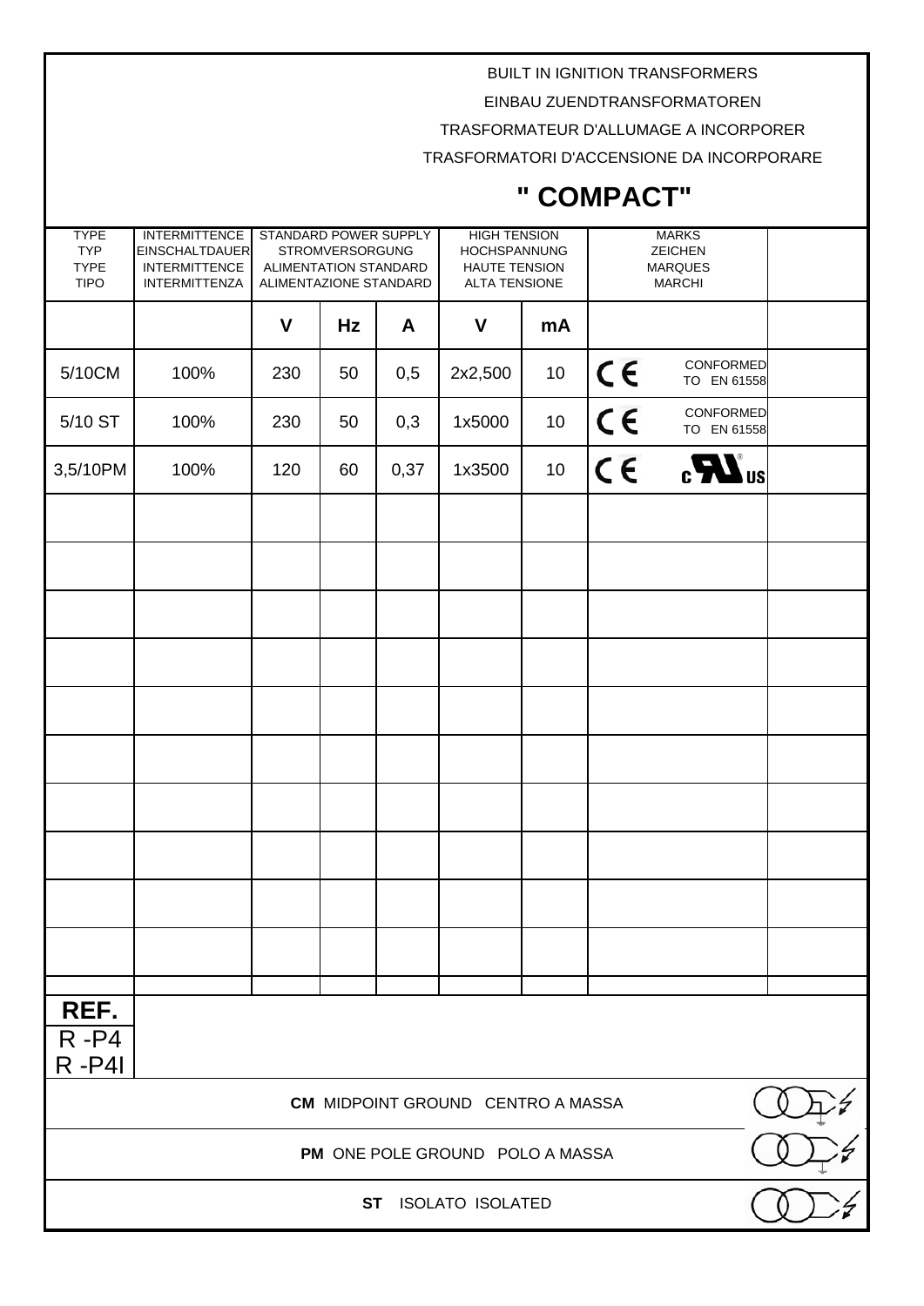BUILT IN IGNITION TRANSFORMERS

EINBAU ZUENDTRANSFORMATOREN

TRASFORMATEUR D'ALLUMAGE A INCORPORER

TRASFORMATORI D'ACCENSIONE DA INCORPORARE

# " COMPACT"

| TYPE<br>TYP<br>TYPE<br>TIPO | INTERMITTENCE<br>EINSCHALTDAUER<br>INTERMITTENCE<br>INTERMITTENZA | STANDARD POWER SUPPLY<br>STROMVERSORGUNG<br>ALIMENTATION STANDARD<br>ALIMENTAZIONE STANDARD | | | HIGH TENSION<br>HOCHSPANNUNG<br>HAUTE TENSION<br>ALTA TENSIONE | | MARKS<br>ZEICHEN<br>MARQUES<br>MARCHI | |
|---|---|---|---|---|---|---|---|---|
| | | **V** | **Hz** | **A** | **V** | **mA** | | |
| 5/10CM | 100% | 230 | 50 | 0,5 | 2x2,500 | 10 | CE CONFORMED TO EN 61558 | |
| 5/10 ST | 100% | 230 | 50 | 0,3 | 1x5000 | 10 | CE CONFORMED TO EN 61558 | |
| 3,5/10PM | 100% | 120 | 60 | 0,37 | 1x3500 | 10 | CE cULus | |
| | | | | | | | | |
| | | | | | | | | |
| | | | | | | | | |
| | | | | | | | | |
| | | | | | | | | |
| | | | | | | | | |
| | | | | | | | | |
| | | | | | | | | |
| | | | | | | | | |
| | | | | | | | | |

**REF.**
R -P4
R -P4I

**CM** MIDPOINT GROUND CENTRO A MASSA

**PM** ONE POLE GROUND POLO A MASSA

**ST** ISOLATO ISOLATED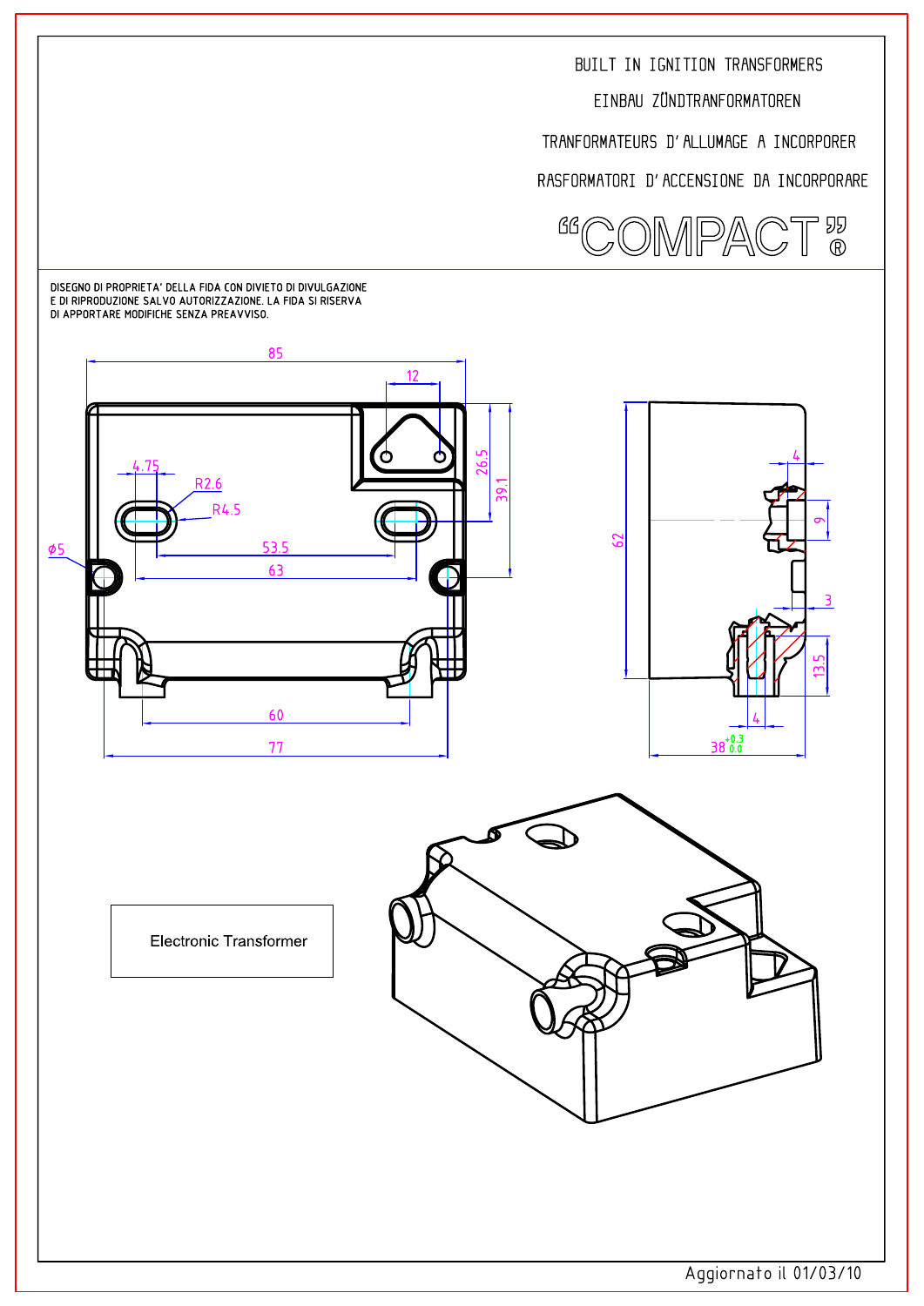BUILT IN IGNITION TRANSFORMERS

EINBAU ZÜNDTRANFORMATOREN

TRANFORMATEURS D'ALLUMAGE A INCORPORER

RASFORMATORI D'ACCENSIONE DA INCORPORARE

# "COMPACT"®

DISEGNO DI PROPRIETA' DELLA FIDA CON DIVIETO DI DIVULGAZIONE E DI RIPRODUZIONE SALVO AUTORIZZAZIONE. LA FIDA SI RISERVA DI APPORTARE MODIFICHE SENZA PREAVVISO.

85, 12, 4.75, R2.6, R4.5, ø5, 53.5, 63, 26.5, 39.1, 60, 77, 62, 4, 9, 3, 13.5, 4, $38^{+0.3}_{0.0}$

Electronic Transformer

Aggiornato il 01/03/10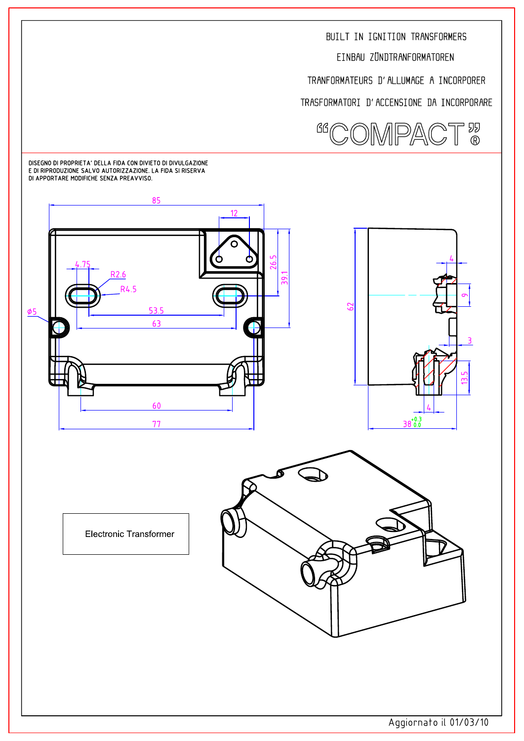BUILT IN IGNITION TRANSFORMERS

EINBAU ZÜNDTRANFORMATOREN

TRANFORMATEURS D'ALLUMAGE A INCORPORER

TRASFORMATORI D'ACCENSIONE DA INCORPORARE

# "COMPACT"®

DISEGNO DI PROPRIETA' DELLA FIDA CON DIVIETO DI DIVULGAZIONE
E DI RIPRODUZIONE SALVO AUTORIZZAZIONE. LA FIDA SI RISERVA
DI APPORTARE MODIFICHE SENZA PREAVVISO.

85
12
4.75
R2.6
R4.5
26.5
39.1
ø5
53.5
63
60
77

62
4
9
3
13.5
4
$38^{+0.3}_{0.0}$

Electronic Transformer

Aggiornato il 01/03/10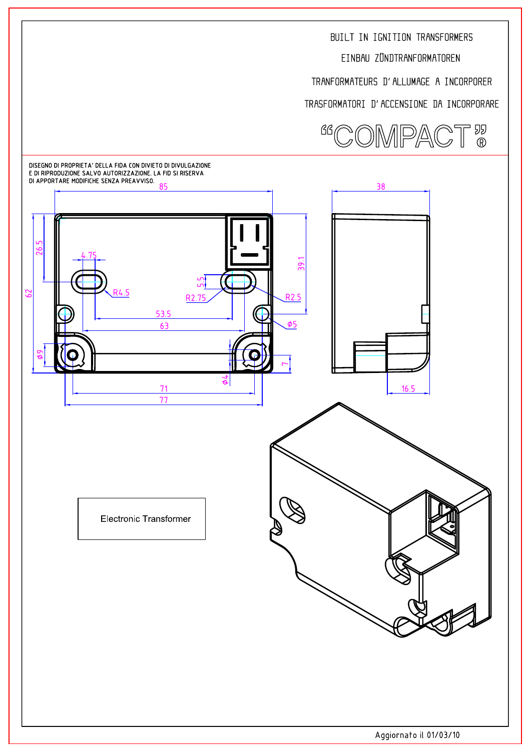BUILT IN IGNITION TRANSFORMERS

EINBAU ZÜNDTRANFORMATOREN

TRANFORMATEURS D'ALLUMAGE A INCORPORER

TRASFORMATORI D'ACCENSIONE DA INCORPORARE

# "COMPACT"®

DISEGNO DI PROPRIETA' DELLA FIDA CON DIVIETO DI DIVULGAZIONE
E DI RIPRODUZIONE SALVO AUTORIZZAZIONE. LA FID SI RISERVA
DI APPORTARE MODIFICHE SENZA PREAVVISO.

85 38 4.75 26.5 62 R4.5 5.5 R2.75 R2.5 39.1 53.5 63 ø5 ø9 ø4 7 71 77 16.5

Electronic Transformer

Aggiornato il 01/03/10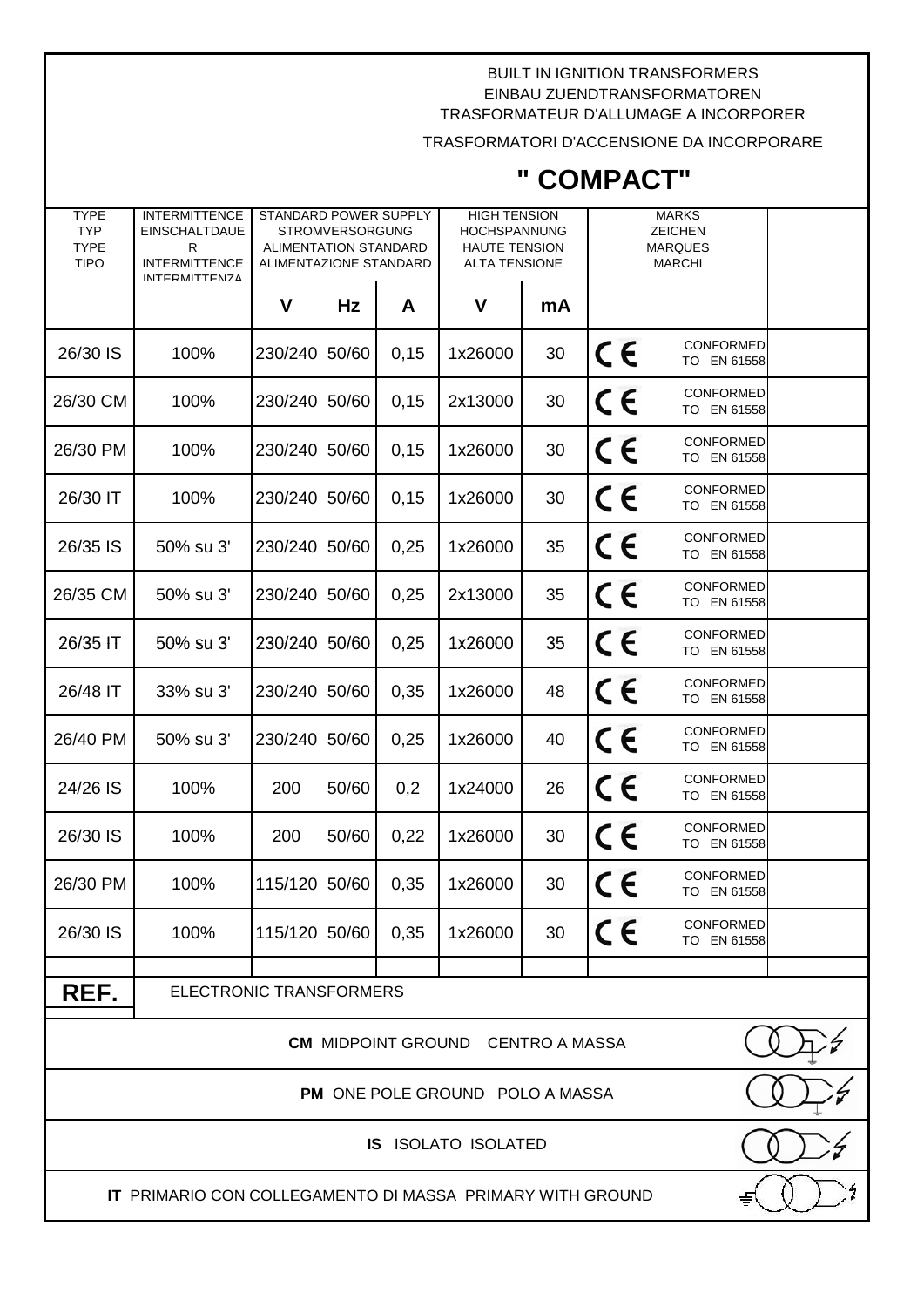BUILT IN IGNITION TRANSFORMERS
EINBAU ZUENDTRANSFORMATOREN
TRASFORMATEUR D'ALLUMAGE A INCORPORER
TRASFORMATORI D'ACCENSIONE DA INCORPORARE

# " COMPACT"

| TYPE TYP TYPE TIPO | INTERMITTENCE EINSCHALTDAUER INTERMITTENCE INTERMITTENZA | STANDARD POWER SUPPLY STROMVERSORGUNG ALIMENTATION STANDARD ALIMENTAZIONE STANDARD | | | HIGH TENSION HOCHSPANNUNG HAUTE TENSION ALTA TENSIONE | | MARKS ZEICHEN MARQUES MARCHI | |
|---|---|---|---|---|---|---|---|---|
| | | V | Hz | A | V | mA | | |
| 26/30 IS | 100% | 230/240 | 50/60 | 0,15 | 1x26000 | 30 | CE | CONFORMED TO EN 61558 |
| 26/30 CM | 100% | 230/240 | 50/60 | 0,15 | 2x13000 | 30 | CE | CONFORMED TO EN 61558 |
| 26/30 PM | 100% | 230/240 | 50/60 | 0,15 | 1x26000 | 30 | CE | CONFORMED TO EN 61558 |
| 26/30 IT | 100% | 230/240 | 50/60 | 0,15 | 1x26000 | 30 | CE | CONFORMED TO EN 61558 |
| 26/35 IS | 50% su 3' | 230/240 | 50/60 | 0,25 | 1x26000 | 35 | CE | CONFORMED TO EN 61558 |
| 26/35 CM | 50% su 3' | 230/240 | 50/60 | 0,25 | 2x13000 | 35 | CE | CONFORMED TO EN 61558 |
| 26/35 IT | 50% su 3' | 230/240 | 50/60 | 0,25 | 1x26000 | 35 | CE | CONFORMED TO EN 61558 |
| 26/48 IT | 33% su 3' | 230/240 | 50/60 | 0,35 | 1x26000 | 48 | CE | CONFORMED TO EN 61558 |
| 26/40 PM | 50% su 3' | 230/240 | 50/60 | 0,25 | 1x26000 | 40 | CE | CONFORMED TO EN 61558 |
| 24/26 IS | 100% | 200 | 50/60 | 0,2 | 1x24000 | 26 | CE | CONFORMED TO EN 61558 |
| 26/30 IS | 100% | 200 | 50/60 | 0,22 | 1x26000 | 30 | CE | CONFORMED TO EN 61558 |
| 26/30 PM | 100% | 115/120 | 50/60 | 0,35 | 1x26000 | 30 | CE | CONFORMED TO EN 61558 |
| 26/30 IS | 100% | 115/120 | 50/60 | 0,35 | 1x26000 | 30 | CE | CONFORMED TO EN 61558 |

**REF.** ELECTRONIC TRANSFORMERS

**CM** MIDPOINT GROUND CENTRO A MASSA

**PM** ONE POLE GROUND POLO A MASSA

**IS** ISOLATO ISOLATED

**IT** PRIMARIO CON COLLEGAMENTO DI MASSA PRIMARY WITH GROUND